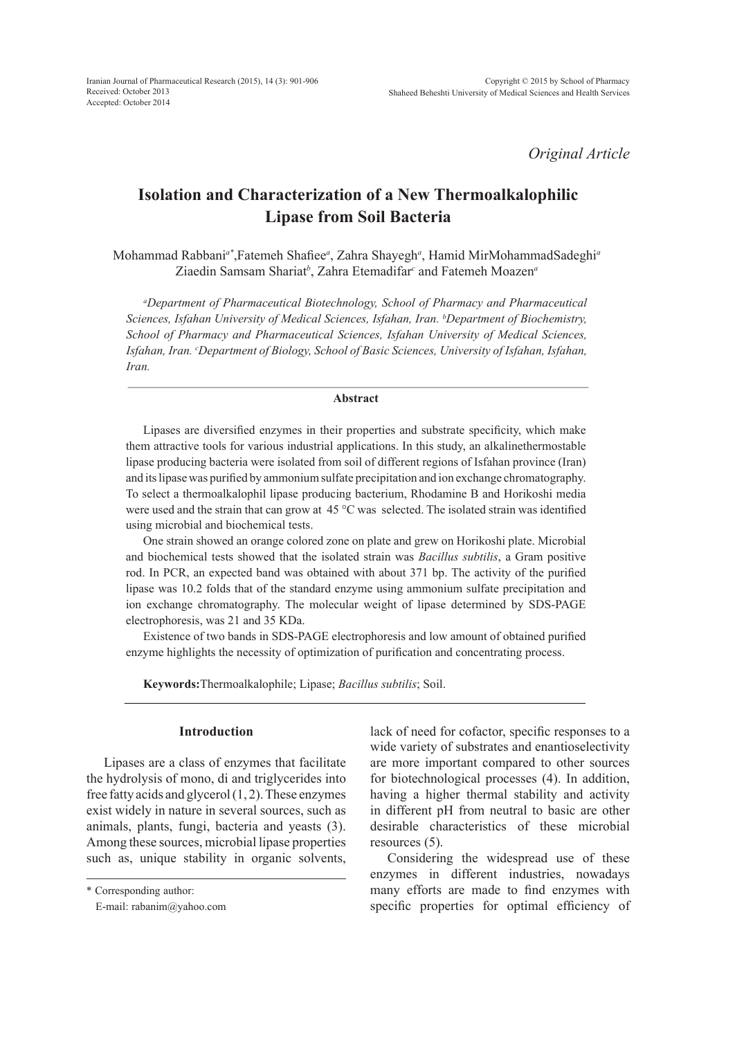*Original Article*

# Isolation and Characterization of a New Thermoalkalophilic Lipase from Soil Bacteria

Mohammad Rabbani[a*], Fatemeh Shafiee[a], Zahra Shayegh[a], Hamid MirMohammadSadeghi[a] Ziaedin Samsam Shariat[b], Zahra Etemadifar[c] and Fatemeh Moazen[a]

*[a]Department of Pharmaceutical Biotechnology, School of Pharmacy and Pharmaceutical Sciences, Isfahan University of Medical Sciences, Isfahan, Iran. [b]Department of Biochemistry, School of Pharmacy and Pharmaceutical Sciences, Isfahan University of Medical Sciences, Isfahan, Iran. [c]Department of Biology, School of Basic Sciences, University of Isfahan, Isfahan, Iran.*

## Abstract

Lipases are diversified enzymes in their properties and substrate specificity, which make them attractive tools for various industrial applications. In this study, an alkalinethermostable lipase producing bacteria were isolated from soil of different regions of Isfahan province (Iran) and its lipase was purified by ammonium sulfate precipitation and ion exchange chromatography. To select a thermoalkalophil lipase producing bacterium, Rhodamine B and Horikoshi media were used and the strain that can grow at 45 °C was selected. The isolated strain was identified using microbial and biochemical tests.

One strain showed an orange colored zone on plate and grew on Horikoshi plate. Microbial and biochemical tests showed that the isolated strain was *Bacillus subtilis*, a Gram positive rod. In PCR, an expected band was obtained with about 371 bp. The activity of the purified lipase was 10.2 folds that of the standard enzyme using ammonium sulfate precipitation and ion exchange chromatography. The molecular weight of lipase determined by SDS-PAGE electrophoresis, was 21 and 35 KDa.

Existence of two bands in SDS-PAGE electrophoresis and low amount of obtained purified enzyme highlights the necessity of optimization of purification and concentrating process.

**Keywords:** Thermoalkalophile; Lipase; *Bacillus subtilis*; Soil.

## Introduction

Lipases are a class of enzymes that facilitate the hydrolysis of mono, di and triglycerides into free fatty acids and glycerol (1, 2). These enzymes exist widely in nature in several sources, such as animals, plants, fungi, bacteria and yeasts (3). Among these sources, microbial lipase properties such as, unique stability in organic solvents, lack of need for cofactor, specific responses to a wide variety of substrates and enantioselectivity are more important compared to other sources for biotechnological processes (4). In addition, having a higher thermal stability and activity in different pH from neutral to basic are other desirable characteristics of these microbial resources (5).

Considering the widespread use of these enzymes in different industries, nowadays many efforts are made to find enzymes with specific properties for optimal efficiency of

\* Corresponding author:
E-mail: rabanim@yahoo.com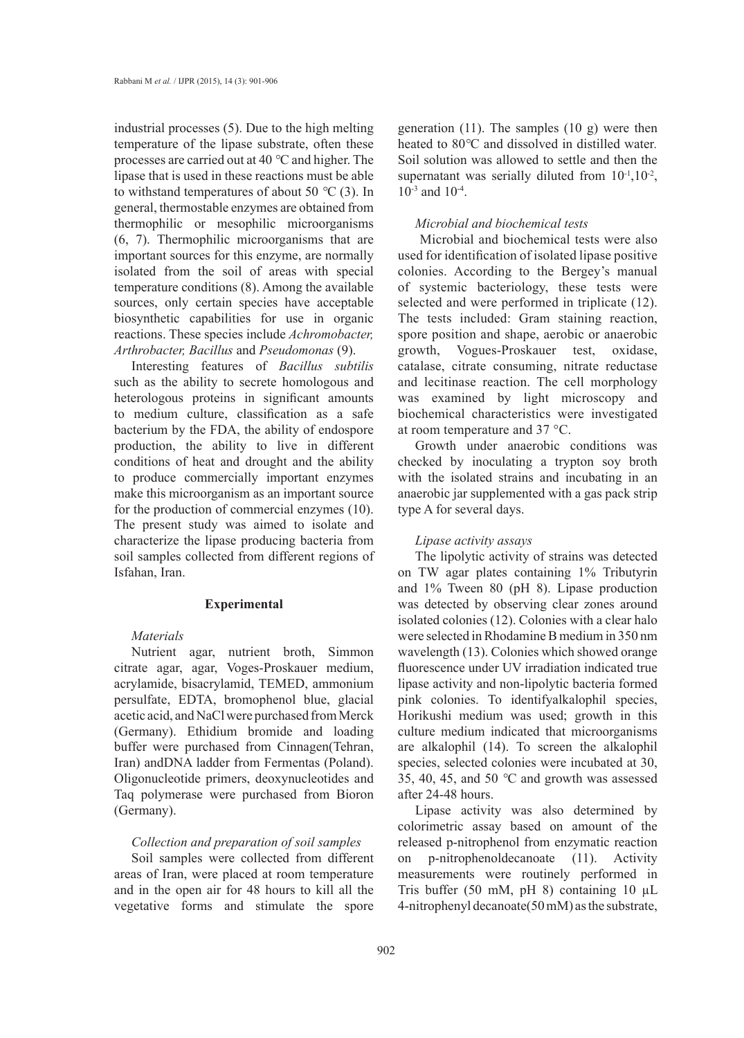industrial processes (5). Due to the high melting temperature of the lipase substrate, often these processes are carried out at 40 ℃ and higher. The lipase that is used in these reactions must be able to withstand temperatures of about 50 ℃ (3). In general, thermostable enzymes are obtained from thermophilic or mesophilic microorganisms (6, 7). Thermophilic microorganisms that are important sources for this enzyme, are normally isolated from the soil of areas with special temperature conditions (8). Among the available sources, only certain species have acceptable biosynthetic capabilities for use in organic reactions. These species include *Achromobacter, Arthrobacter, Bacillus* and *Pseudomonas* (9).

Interesting features of *Bacillus subtilis* such as the ability to secrete homologous and heterologous proteins in significant amounts to medium culture, classification as a safe bacterium by the FDA, the ability of endospore production, the ability to live in different conditions of heat and drought and the ability to produce commercially important enzymes make this microorganism as an important source for the production of commercial enzymes (10). The present study was aimed to isolate and characterize the lipase producing bacteria from soil samples collected from different regions of Isfahan, Iran.

## Experimental

### *Materials*

Nutrient agar, nutrient broth, Simmon citrate agar, agar, Voges-Proskauer medium, acrylamide, bisacrylamid, TEMED, ammonium persulfate, EDTA, bromophenol blue, glacial acetic acid, and NaCl were purchased from Merck (Germany). Ethidium bromide and loading buffer were purchased from Cinnagen(Tehran, Iran) andDNA ladder from Fermentas (Poland). Oligonucleotide primers, deoxynucleotides and Taq polymerase were purchased from Bioron (Germany).

### *Collection and preparation of soil samples*

Soil samples were collected from different areas of Iran, were placed at room temperature and in the open air for 48 hours to kill all the vegetative forms and stimulate the spore generation (11). The samples (10 g) were then heated to 80℃ and dissolved in distilled water. Soil solution was allowed to settle and then the supernatant was serially diluted from $10^{-1}$,$10^{-2}$, $10^{-3}$ and $10^{-4}$.

### *Microbial and biochemical tests*

Microbial and biochemical tests were also used for identification of isolated lipase positive colonies. According to the Bergey's manual of systemic bacteriology, these tests were selected and were performed in triplicate (12). The tests included: Gram staining reaction, spore position and shape, aerobic or anaerobic growth, Vogues-Proskauer test, oxidase, catalase, citrate consuming, nitrate reductase and lecitinase reaction. The cell morphology was examined by light microscopy and biochemical characteristics were investigated at room temperature and 37 °C.

Growth under anaerobic conditions was checked by inoculating a trypton soy broth with the isolated strains and incubating in an anaerobic jar supplemented with a gas pack strip type A for several days.

### *Lipase activity assays*

The lipolytic activity of strains was detected on TW agar plates containing 1% Tributyrin and 1% Tween 80 (pH 8). Lipase production was detected by observing clear zones around isolated colonies (12). Colonies with a clear halo were selected in Rhodamine B medium in 350 nm wavelength (13). Colonies which showed orange fluorescence under UV irradiation indicated true lipase activity and non-lipolytic bacteria formed pink colonies. To identifyalkalophil species, Horikushi medium was used; growth in this culture medium indicated that microorganisms are alkalophil (14). To screen the alkalophil species, selected colonies were incubated at 30, 35, 40, 45, and 50 ℃ and growth was assessed after 24-48 hours.

Lipase activity was also determined by colorimetric assay based on amount of the released p-nitrophenol from enzymatic reaction on p-nitrophenoldecanoate (11). Activity measurements were routinely performed in Tris buffer (50 mM, pH 8) containing 10 µL 4-nitrophenyl decanoate(50 mM) as the substrate,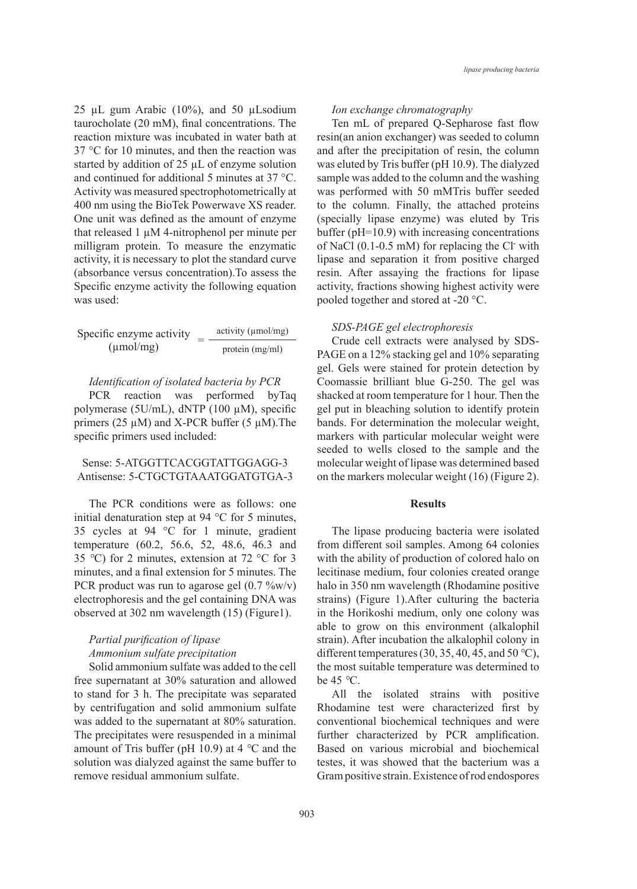25 µL gum Arabic (10%), and 50 µLsodium taurocholate (20 mM), final concentrations. The reaction mixture was incubated in water bath at 37 °C for 10 minutes, and then the reaction was started by addition of 25 µL of enzyme solution and continued for additional 5 minutes at 37 °C. Activity was measured spectrophotometrically at 400 nm using the BioTek Powerwave XS reader. One unit was defined as the amount of enzyme that released 1 µM 4-nitrophenol per minute per milligram protein. To measure the enzymatic activity, it is necessary to plot the standard curve (absorbance versus concentration).To assess the Specific enzyme activity the following equation was used:

$$\text{Specific enzyme activity } (\mu\text{mol/mg}) = \frac{\text{activity } (\mu\text{mol/mg})}{\text{protein (mg/ml)}}$$

*Identification of isolated bacteria by PCR*

PCR reaction was performed byTaq polymerase (5U/mL), dNTP (100 µM), specific primers (25 µM) and X-PCR buffer (5 µM).The specific primers used included:

Sense: 5-ATGGTTCACGGTATTGGAGG-3
Antisense: 5-CTGCTGTAAATGGATGTGA-3

The PCR conditions were as follows: one initial denaturation step at 94 °C for 5 minutes, 35 cycles at 94 °C for 1 minute, gradient temperature (60.2, 56.6, 52, 48.6, 46.3 and 35 ℃) for 2 minutes, extension at 72 °C for 3 minutes, and a final extension for 5 minutes. The PCR product was run to agarose gel (0.7 %w/v) electrophoresis and the gel containing DNA was observed at 302 nm wavelength (15) (Figure1).

*Partial purification of lipase*

*Ammonium sulfate precipitation*

Solid ammonium sulfate was added to the cell free supernatant at 30% saturation and allowed to stand for 3 h. The precipitate was separated by centrifugation and solid ammonium sulfate was added to the supernatant at 80% saturation. The precipitates were resuspended in a minimal amount of Tris buffer (pH 10.9) at 4 ℃ and the solution was dialyzed against the same buffer to remove residual ammonium sulfate.

*Ion exchange chromatography*

Ten mL of prepared Q-Sepharose fast flow resin(an anion exchanger) was seeded to column and after the precipitation of resin, the column was eluted by Tris buffer (pH 10.9). The dialyzed sample was added to the column and the washing was performed with 50 mMTris buffer seeded to the column. Finally, the attached proteins (specially lipase enzyme) was eluted by Tris buffer (pH=10.9) with increasing concentrations of NaCl (0.1-0.5 mM) for replacing the $Cl^-$ with lipase and separation it from positive charged resin. After assaying the fractions for lipase activity, fractions showing highest activity were pooled together and stored at -20 °C.

*SDS-PAGE gel electrophoresis*

Crude cell extracts were analysed by SDS-PAGE on a 12% stacking gel and 10% separating gel. Gels were stained for protein detection by Coomassie brilliant blue G-250. The gel was shacked at room temperature for 1 hour. Then the gel put in bleaching solution to identify protein bands. For determination the molecular weight, markers with particular molecular weight were seeded to wells closed to the sample and the molecular weight of lipase was determined based on the markers molecular weight (16) (Figure 2).

## Results

The lipase producing bacteria were isolated from different soil samples. Among 64 colonies with the ability of production of colored halo on lecitinase medium, four colonies created orange halo in 350 nm wavelength (Rhodamine positive strains) (Figure 1).After culturing the bacteria in the Horikoshi medium, only one colony was able to grow on this environment (alkalophil strain). After incubation the alkalophil colony in different temperatures (30, 35, 40, 45, and 50 ℃), the most suitable temperature was determined to be 45 ℃.

All the isolated strains with positive Rhodamine test were characterized first by conventional biochemical techniques and were further characterized by PCR amplification. Based on various microbial and biochemical testes, it was showed that the bacterium was a Gram positive strain. Existence of rod endospores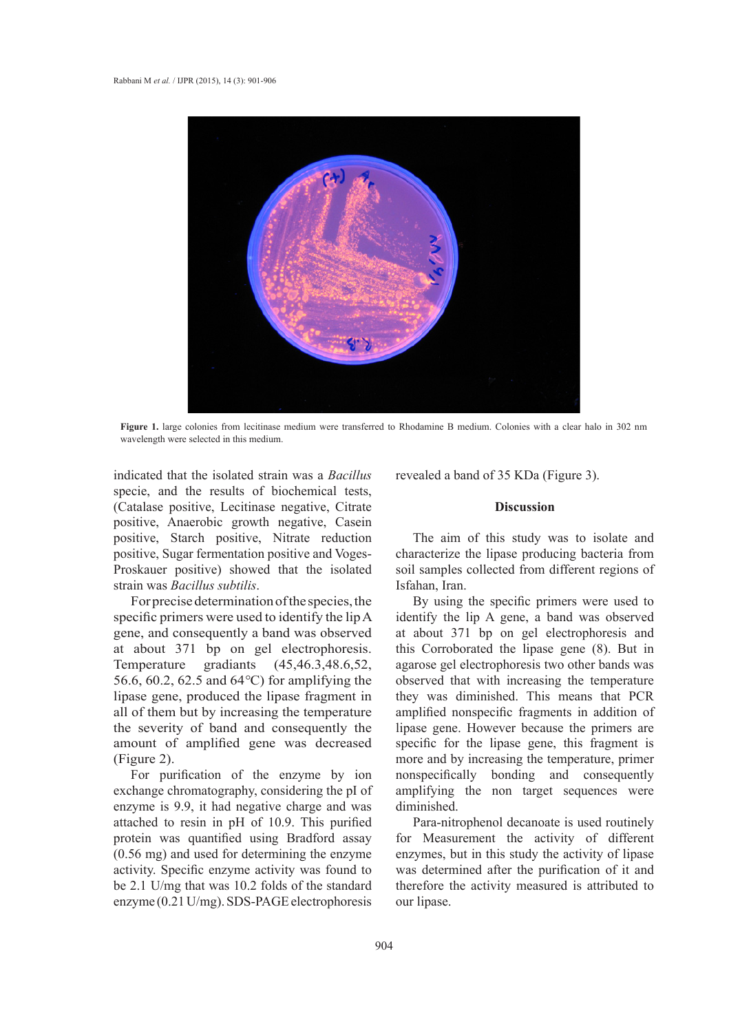**Figure 1.** large colonies from lecitinase medium were transferred to Rhodamine B medium. Colonies with a clear halo in 302 nm wavelength were selected in this medium.

indicated that the isolated strain was a *Bacillus* specie, and the results of biochemical tests, (Catalase positive, Lecitinase negative, Citrate positive, Anaerobic growth negative, Casein positive, Starch positive, Nitrate reduction positive, Sugar fermentation positive and Voges-Proskauer positive) showed that the isolated strain was *Bacillus subtilis*.

For precise determination of the species, the specific primers were used to identify the lip A gene, and consequently a band was observed at about 371 bp on gel electrophoresis. Temperature gradiants (45,46.3,48.6,52, 56.6, 60.2, 62.5 and 64°C) for amplifying the lipase gene, produced the lipase fragment in all of them but by increasing the temperature the severity of band and consequently the amount of amplified gene was decreased (Figure 2).

For purification of the enzyme by ion exchange chromatography, considering the pI of enzyme is 9.9, it had negative charge and was attached to resin in pH of 10.9. This purified protein was quantified using Bradford assay (0.56 mg) and used for determining the enzyme activity. Specific enzyme activity was found to be 2.1 U/mg that was 10.2 folds of the standard enzyme (0.21 U/mg). SDS-PAGE electrophoresis revealed a band of 35 KDa (Figure 3).

## Discussion

The aim of this study was to isolate and characterize the lipase producing bacteria from soil samples collected from different regions of Isfahan, Iran.

By using the specific primers were used to identify the lip A gene, a band was observed at about 371 bp on gel electrophoresis and this Corroborated the lipase gene (8). But in agarose gel electrophoresis two other bands was observed that with increasing the temperature they was diminished. This means that PCR amplified nonspecific fragments in addition of lipase gene. However because the primers are specific for the lipase gene, this fragment is more and by increasing the temperature, primer nonspecifically bonding and consequently amplifying the non target sequences were diminished.

Para-nitrophenol decanoate is used routinely for Measurement the activity of different enzymes, but in this study the activity of lipase was determined after the purification of it and therefore the activity measured is attributed to our lipase.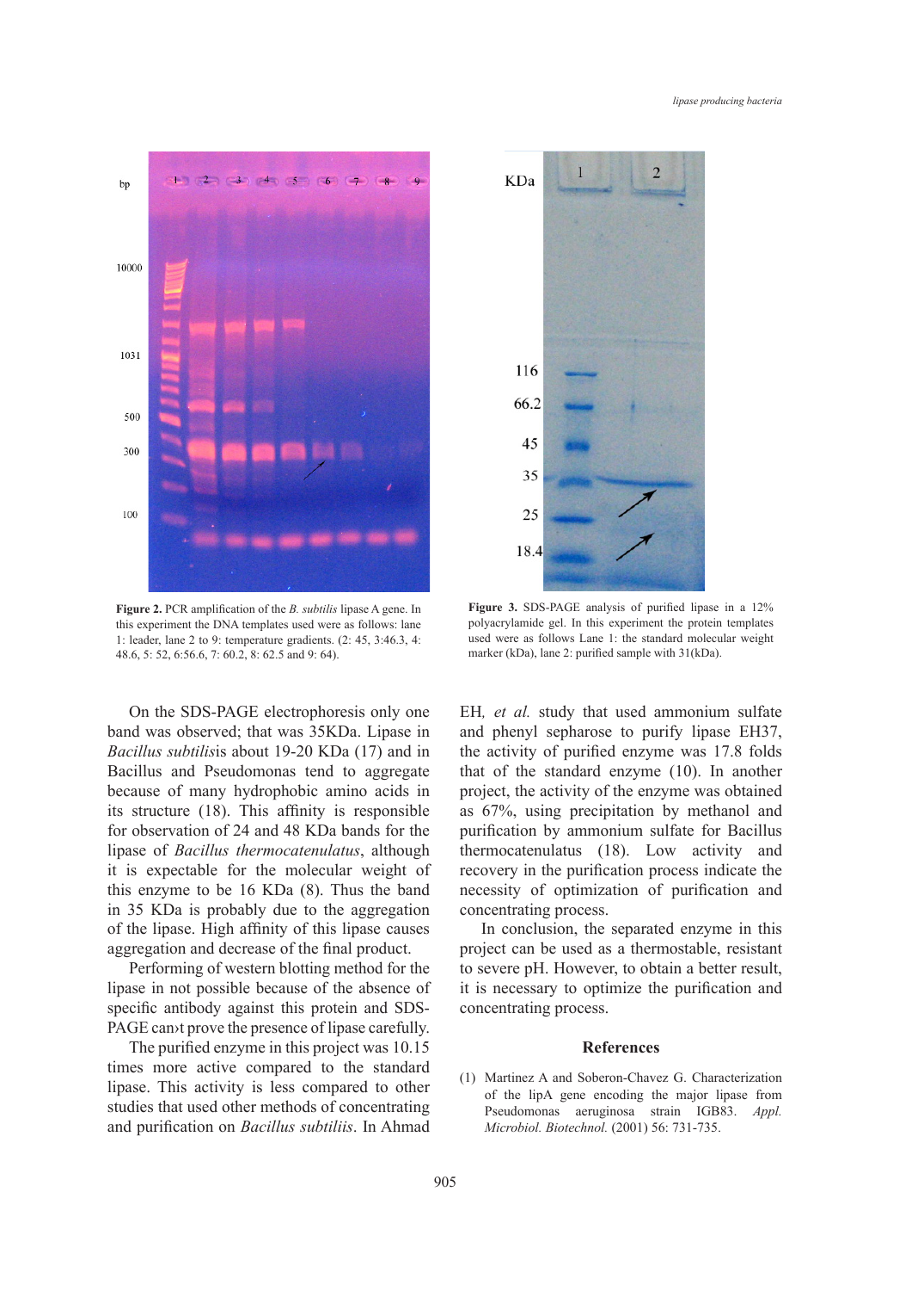**Figure 2.** PCR amplification of the *B. subtilis* lipase A gene. In this experiment the DNA templates used were as follows: lane 1: leader, lane 2 to 9: temperature gradients. (2: 45, 3:46.3, 4: 48.6, 5: 52, 6:56.6, 7: 60.2, 8: 62.5 and 9: 64).

**Figure 3.** SDS-PAGE analysis of purified lipase in a 12% polyacrylamide gel. In this experiment the protein templates used were as follows Lane 1: the standard molecular weight marker (kDa), lane 2: purified sample with 31(kDa).

On the SDS-PAGE electrophoresis only one band was observed; that was 35KDa. Lipase in *Bacillus subtilis*is about 19-20 KDa (17) and in Bacillus and Pseudomonas tend to aggregate because of many hydrophobic amino acids in its structure (18). This affinity is responsible for observation of 24 and 48 KDa bands for the lipase of *Bacillus thermocatenulatus*, although it is expectable for the molecular weight of this enzyme to be 16 KDa (8). Thus the band in 35 KDa is probably due to the aggregation of the lipase. High affinity of this lipase causes aggregation and decrease of the final product.

Performing of western blotting method for the lipase in not possible because of the absence of specific antibody against this protein and SDS-PAGE can›t prove the presence of lipase carefully.

The purified enzyme in this project was 10.15 times more active compared to the standard lipase. This activity is less compared to other studies that used other methods of concentrating and purification on *Bacillus subtiliis*. In Ahmad EH, *et al.* study that used ammonium sulfate and phenyl sepharose to purify lipase EH37, the activity of purified enzyme was 17.8 folds that of the standard enzyme (10). In another project, the activity of the enzyme was obtained as 67%, using precipitation by methanol and purification by ammonium sulfate for Bacillus thermocatenulatus (18). Low activity and recovery in the purification process indicate the necessity of optimization of purification and concentrating process.

In conclusion, the separated enzyme in this project can be used as a thermostable, resistant to severe pH. However, to obtain a better result, it is necessary to optimize the purification and concentrating process.

## References

(1) Martinez A and Soberon-Chavez G. Characterization of the lipA gene encoding the major lipase from Pseudomonas aeruginosa strain IGB83. *Appl. Microbiol. Biotechnol.* (2001) 56: 731-735.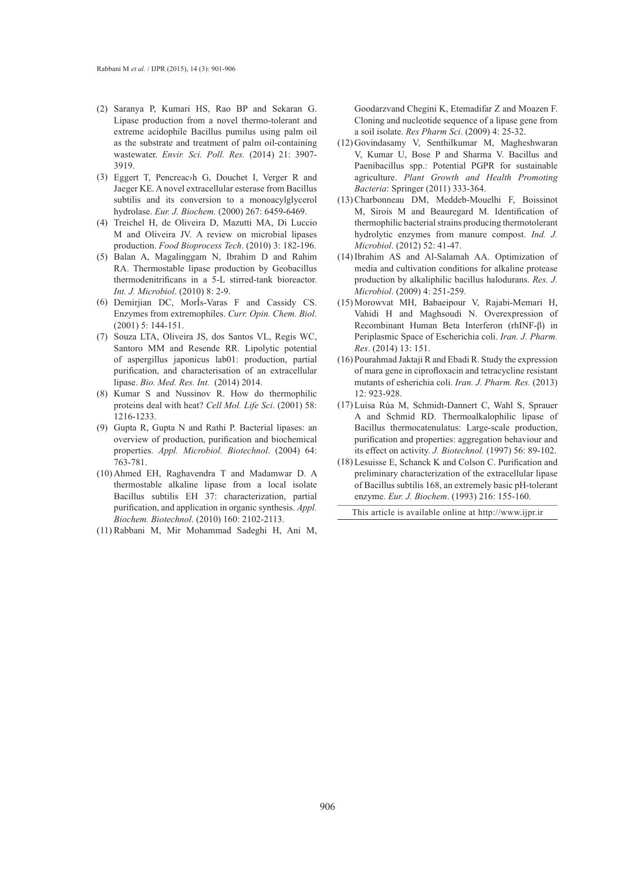(2) Saranya P, Kumari HS, Rao BP and Sekaran G. Lipase production from a novel thermo-tolerant and extreme acidophile Bacillus pumilus using palm oil as the substrate and treatment of palm oil-containing wastewater. *Envir. Sci. Poll. Res.* (2014) 21: 3907-3919.

(3) Eggert T, Pencreac›h G, Douchet I, Verger R and Jaeger KE. A novel extracellular esterase from Bacillus subtilis and its conversion to a monoacylglycerol hydrolase. *Eur. J. Biochem.* (2000) 267: 6459-6469.

(4) Treichel H, de Oliveira D, Mazutti MA, Di Luccio M and Oliveira JV. A review on microbial lipases production. *Food Bioprocess Tech*. (2010) 3: 182-196.

(5) Balan A, Magalinggam N, Ibrahim D and Rahim RA. Thermostable lipase production by Geobacillus thermodenitrificans in a 5-L stirred-tank bioreactor. *Int. J. Microbiol*. (2010) 8: 2-9.

(6) Demirjian DC, MorÍs-Varas F and Cassidy CS. Enzymes from extremophiles. *Curr. Opin. Chem. Biol*. (2001) 5: 144-151.

(7) Souza LTA, Oliveira JS, dos Santos VL, Regis WC, Santoro MM and Resende RR. Lipolytic potential of aspergillus japonicus lab01: production, partial purification, and characterisation of an extracellular lipase. *Bio. Med. Res. Int.* (2014) 2014.

(8) Kumar S and Nussinov R. How do thermophilic proteins deal with heat? *Cell Mol. Life Sci*. (2001) 58: 1216-1233.

(9) Gupta R, Gupta N and Rathi P. Bacterial lipases: an overview of production, purification and biochemical properties. *Appl. Microbiol. Biotechnol*. (2004) 64: 763-781.

(10) Ahmed EH, Raghavendra T and Madamwar D. A thermostable alkaline lipase from a local isolate Bacillus subtilis EH 37: characterization, partial purification, and application in organic synthesis. *Appl. Biochem. Biotechnol*. (2010) 160: 2102-2113.

(11) Rabbani M, Mir Mohammad Sadeghi H, Ani M, Goodarzvand Chegini K, Etemadifar Z and Moazen F. Cloning and nucleotide sequence of a lipase gene from a soil isolate. *Res Pharm Sci*. (2009) 4: 25-32.

(12) Govindasamy V, Senthilkumar M, Magheshwaran V, Kumar U, Bose P and Sharma V. Bacillus and Paenibacillus spp.: Potential PGPR for sustainable agriculture. *Plant Growth and Health Promoting Bacteria*: Springer (2011) 333-364.

(13) Charbonneau DM, Meddeb-Mouelhi F, Boissinot M, Sirois M and Beauregard M. Identification of thermophilic bacterial strains producing thermotolerant hydrolytic enzymes from manure compost. *Ind. J. Microbiol*. (2012) 52: 41-47.

(14) Ibrahim AS and Al-Salamah AA. Optimization of media and cultivation conditions for alkaline protease production by alkaliphilic bacillus halodurans. *Res. J. Microbiol*. (2009) 4: 251-259.

(15) Morowvat MH, Babaeipour V, Rajabi-Memari H, Vahidi H and Maghsoudi N. Overexpression of Recombinant Human Beta Interferon (rhINF-β) in Periplasmic Space of Escherichia coli. *Iran. J. Pharm. Res*. (2014) 13: 151.

(16) Pourahmad Jaktaji R and Ebadi R. Study the expression of mara gene in ciprofloxacin and tetracycline resistant mutants of esherichia coli. *Iran. J. Pharm. Res.* (2013) 12: 923-928.

(17) Luisa Rúa M, Schmidt-Dannert C, Wahl S, Sprauer A and Schmid RD. Thermoalkalophilic lipase of Bacillus thermocatenulatus: Large-scale production, purification and properties: aggregation behaviour and its effect on activity. *J. Biotechnol.* (1997) 56: 89-102.

(18) Lesuisse E, Schanck K and Colson C. Purification and preliminary characterization of the extracellular lipase of Bacillus subtilis 168, an extremely basic pH-tolerant enzyme. *Eur. J. Biochem*. (1993) 216: 155-160.

This article is available online at http://www.ijpr.ir